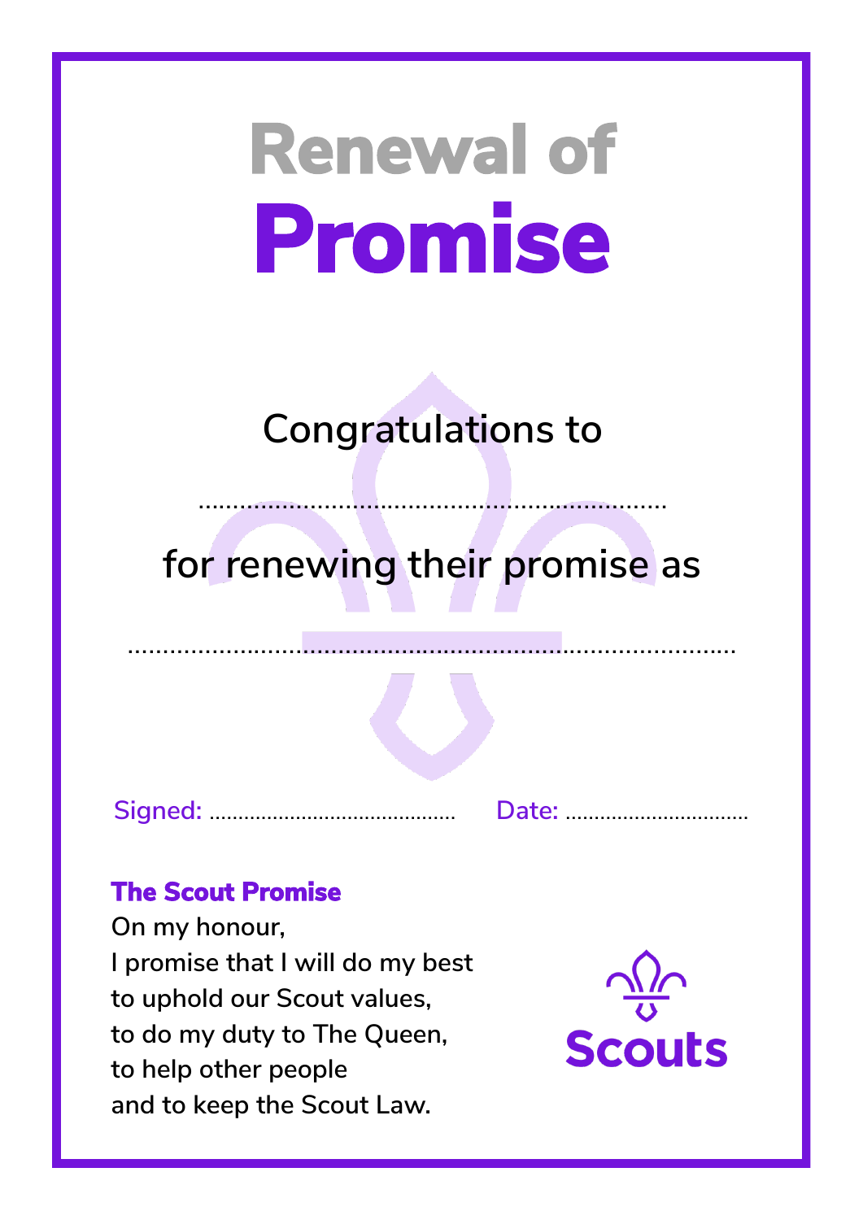# Renewal of Promise

Congratulations to

..................................................................

for renewing their promise as

......................................................................................

Signed: ........................................ Date: ...............................

**The Scout Promise**

On my honour,
I promise that I will do my best
to uphold our Scout values,
to do my duty to The Queen,
to help other people
and to keep the Scout Law.

Scouts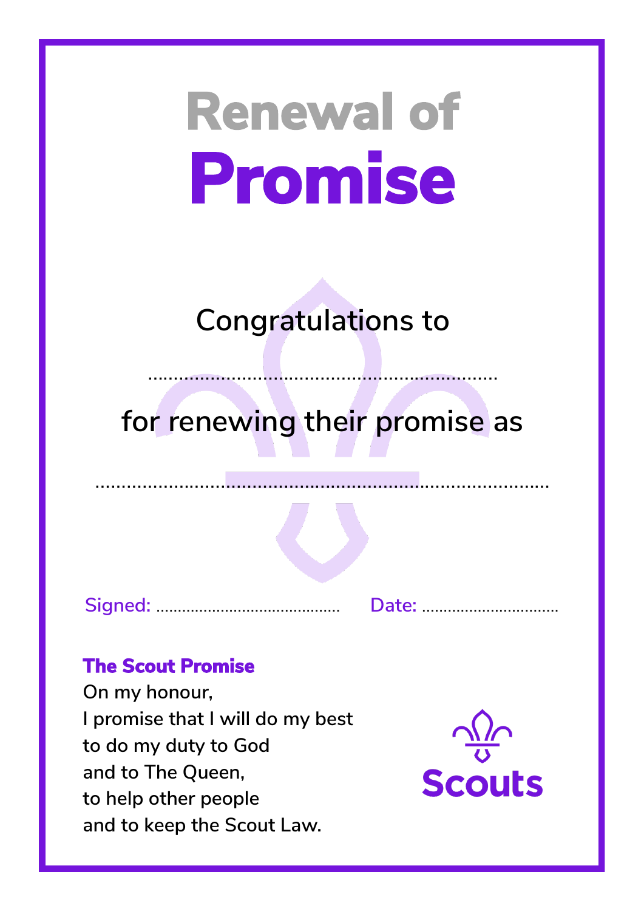# Renewal of Promise

Congratulations to

..................................................................

for renewing their promise as

....................................................................................

Signed: .........................................   Date: ...............................

**The Scout Promise**

On my honour,
I promise that I will do my best
to do my duty to God
and to The Queen,
to help other people
and to keep the Scout Law.

Scouts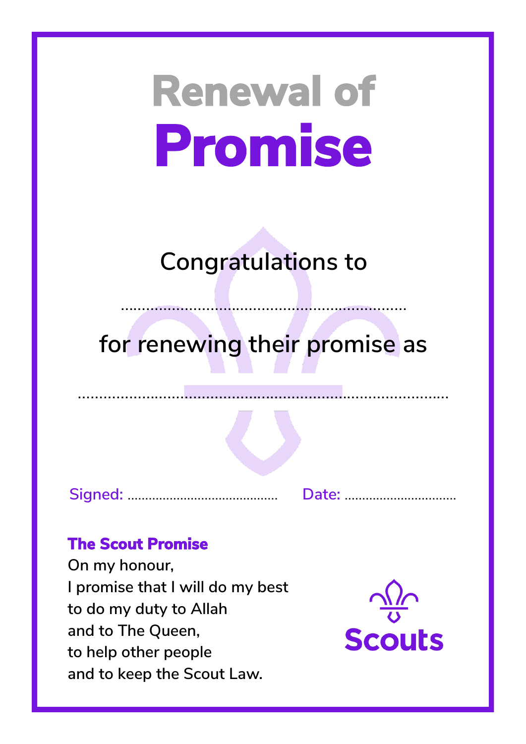# Renewal of Promise

Congratulations to

..................................................................

for renewing their promise as

......................................................................................

Signed: ........................................ Date: ...............................

**The Scout Promise**

On my honour,
I promise that I will do my best
to do my duty to Allah
and to The Queen,
to help other people
and to keep the Scout Law.

Scouts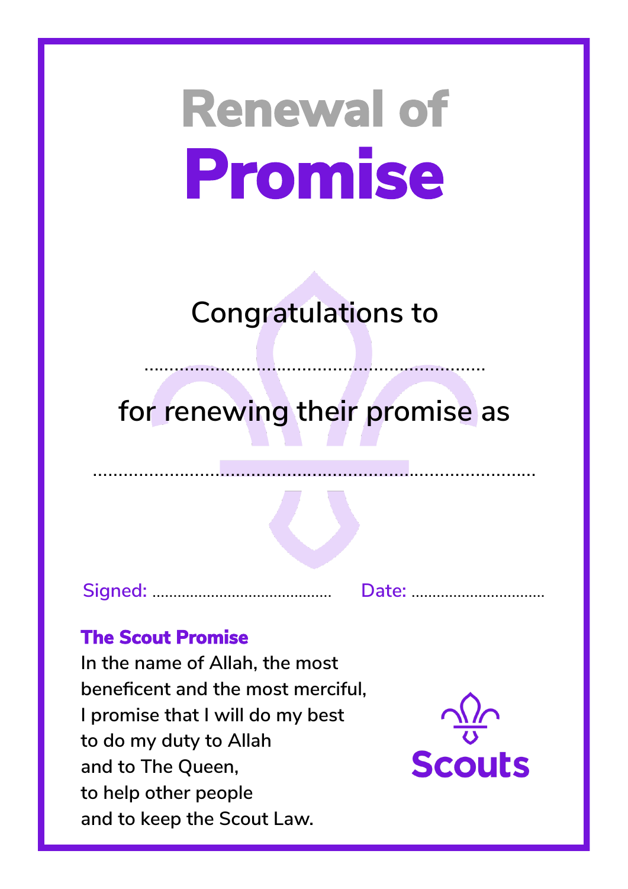# Renewal of Promise

Congratulations to

..................................................................

for renewing their promise as

......................................................................................

Signed: ........................................... Date: ................................

**The Scout Promise**

In the name of Allah, the most beneficent and the most merciful,
I promise that I will do my best
to do my duty to Allah
and to The Queen,
to help other people
and to keep the Scout Law.

Scouts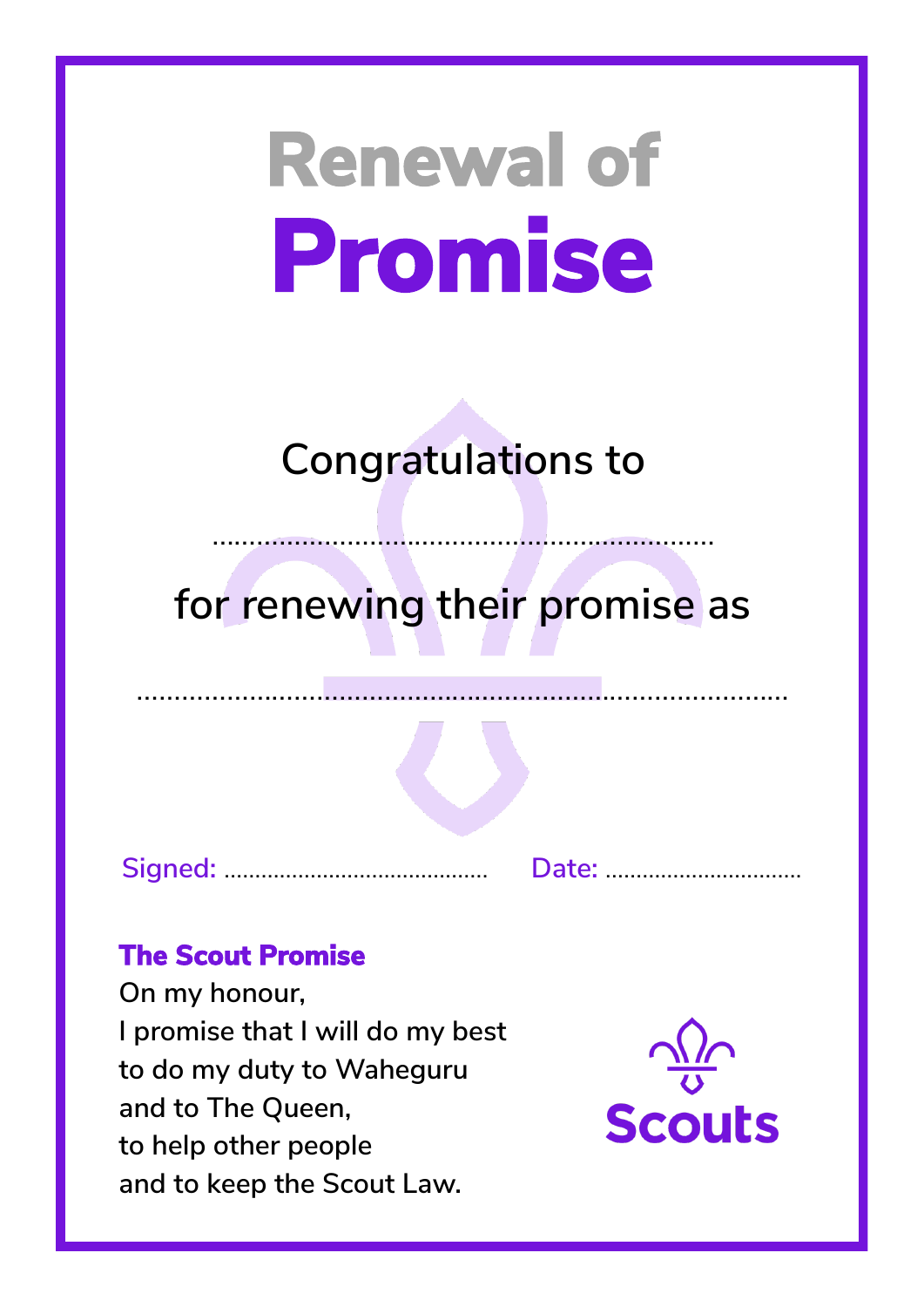# Renewal of Promise

Congratulations to

..................................................................

for renewing their promise as

......................................................................................

Signed: .......................................... Date: ................................

**The Scout Promise**

On my honour,
I promise that I will do my best
to do my duty to Waheguru
and to The Queen,
to help other people
and to keep the Scout Law.

Scouts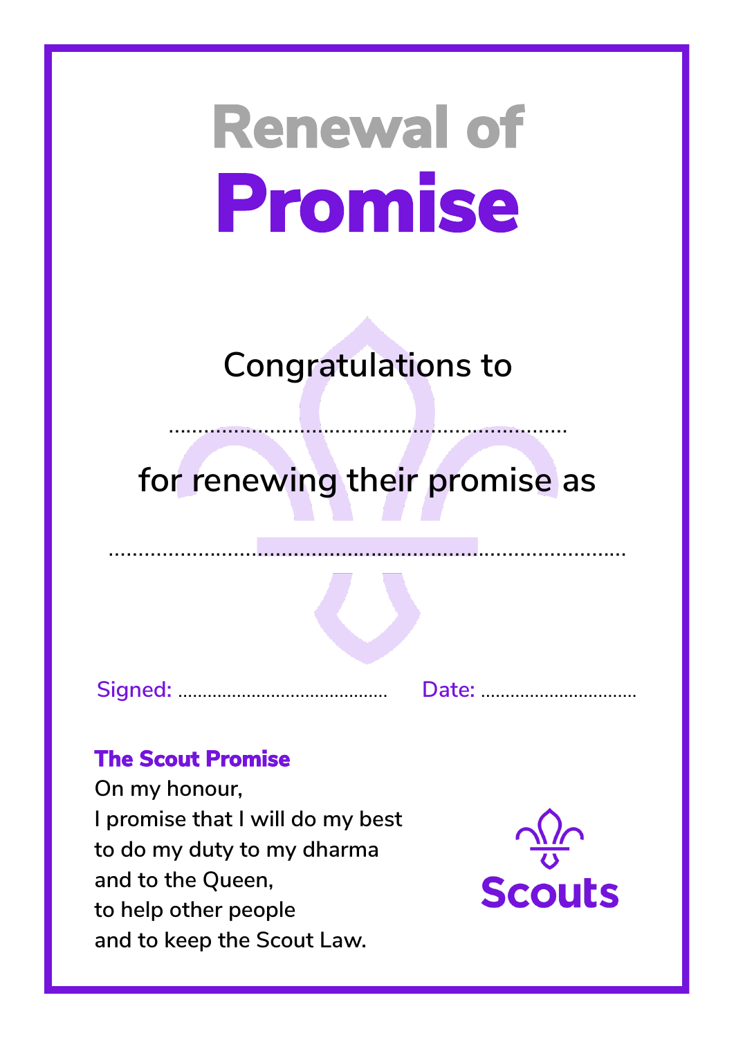# Renewal of Promise

Congratulations to

....................................................................

for renewing their promise as

.......................................................................................

Signed: ........................................ Date: ...............................

**The Scout Promise**

On my honour,
I promise that I will do my best
to do my duty to my dharma
and to the Queen,
to help other people
and to keep the Scout Law.

Scouts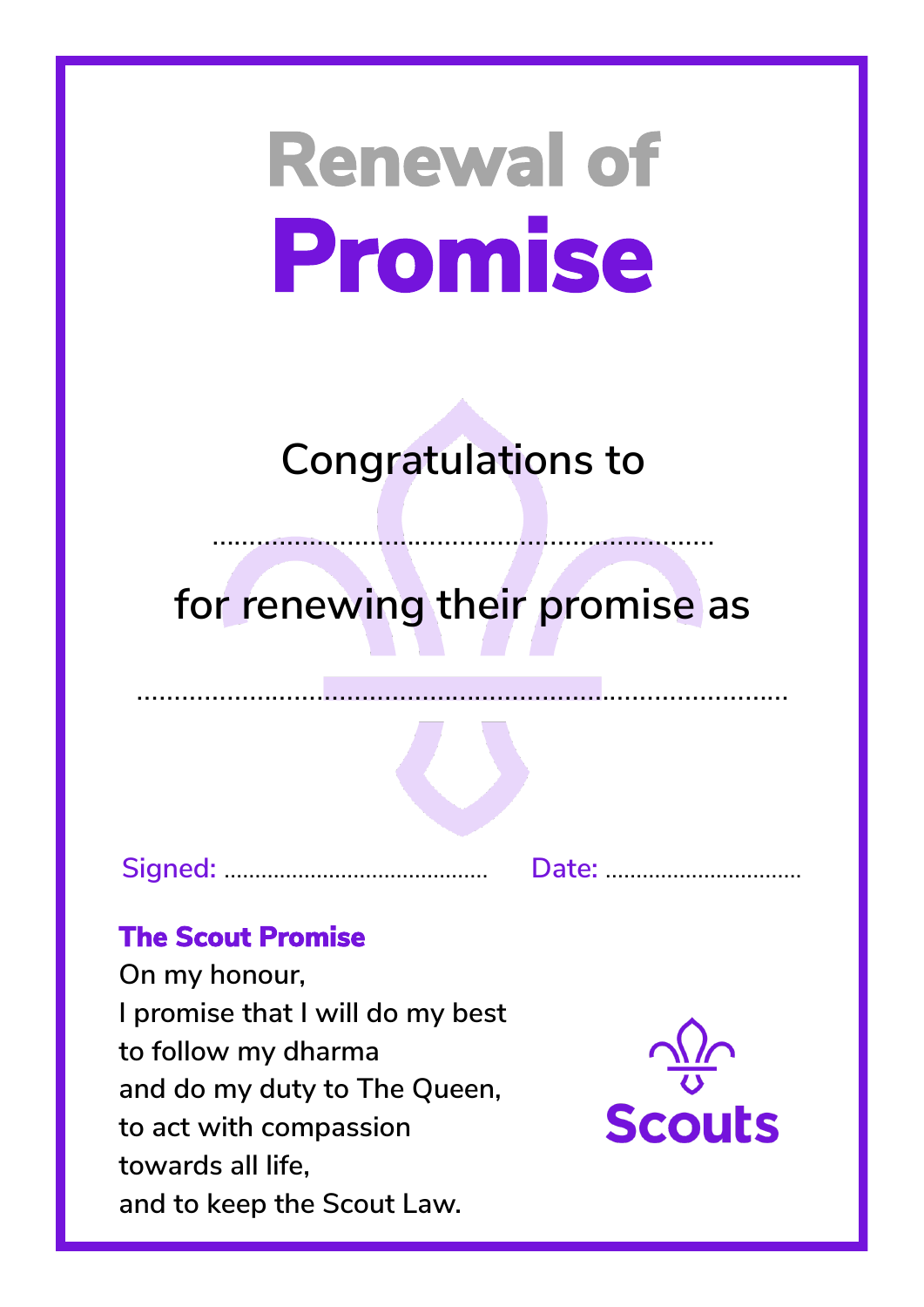# Renewal of Promise

Congratulations to

..................................................................

for renewing their promise as

......................................................................................

Signed: ..........................................   Date: ................................

**The Scout Promise**

On my honour,
I promise that I will do my best
to follow my dharma
and do my duty to The Queen,
to act with compassion
towards all life,
and to keep the Scout Law.

Scouts